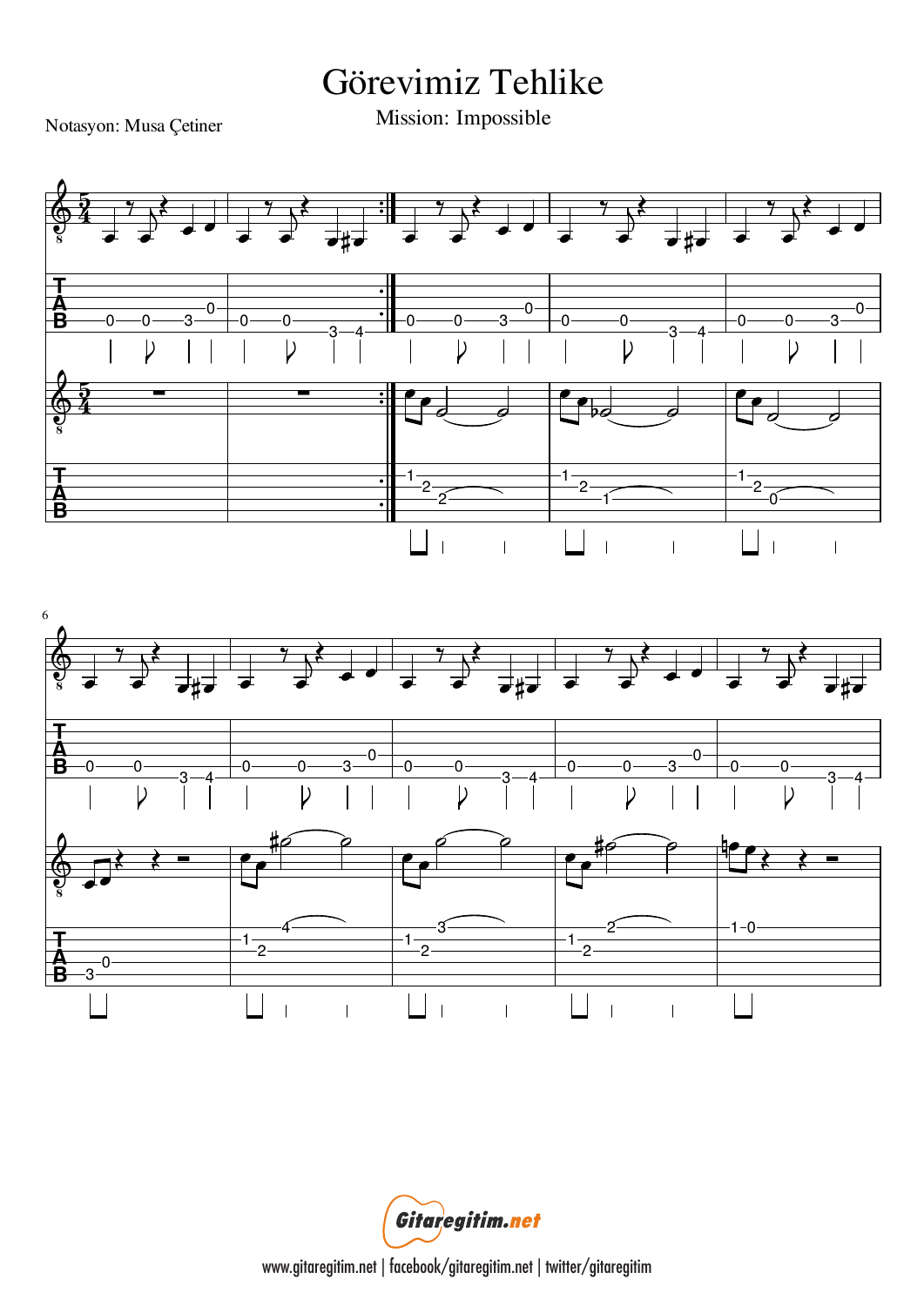# Görevimiz Tehlike

Mission: Impossible

Notasyon: Musa Çetiner